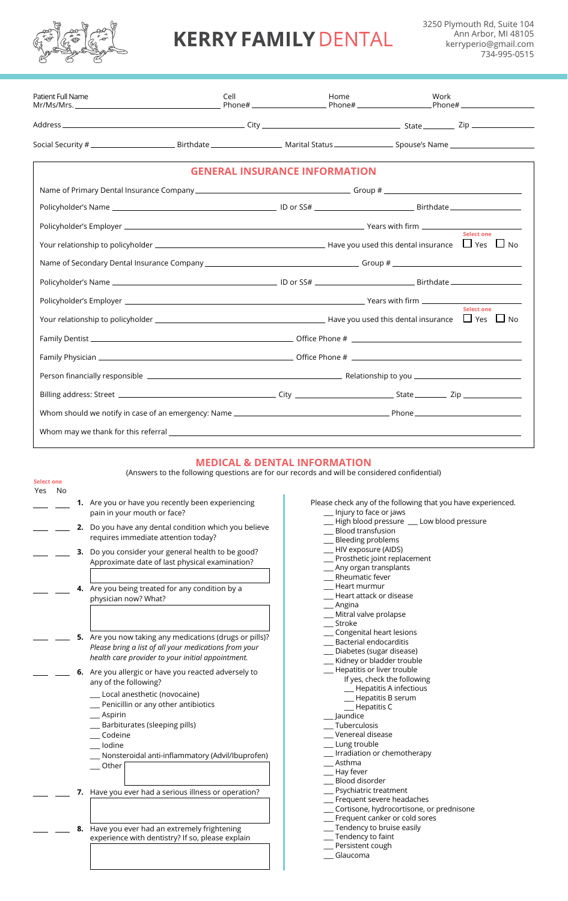# KERRY FAMILY DENTAL

3250 Plymouth Rd, Suite 104
Ann Arbor, MI 48105
kerryperio@gmail.com
734-995-0515

Patient Full Name Mr/Ms/Mrs. ______________ Cell Phone# ______________ Home Phone# ______________ Work Phone# ______________

Address ______________ City ______________ State ______ Zip ______

Social Security # ______________ Birthdate ______________ Marital Status ______________ Spouse's Name ______________

## GENERAL INSURANCE INFORMATION

Name of Primary Dental Insurance Company ______________ Group # ______________

Policyholder's Name ______________ ID or SS# ______________ Birthdate ______________

Policyholder's Employer ______________ Years with firm ______________

Your relationship to policyholder ______________ Have you used this dental insurance (Select one) ☐ Yes ☐ No

Name of Secondary Dental Insurance Company ______________ Group # ______________

Policyholder's Name ______________ ID or SS# ______________ Birthdate ______________

Policyholder's Employer ______________ Years with firm ______________

Your relationship to policyholder ______________ Have you used this dental insurance (Select one) ☐ Yes ☐ No

Family Dentist ______________ Office Phone # ______________

Family Physician ______________ Office Phone # ______________

Person financially responsible ______________ Relationship to you ______________

Billing address: Street ______________ City ______________ State ______ Zip ______

Whom should we notify in case of an emergency: Name ______________ Phone ______________

Whom may we thank for this referral ______________

## MEDICAL & DENTAL INFORMATION

(Answers to the following questions are for our records and will be considered confidential)

Select one: Yes / No

___ ___ **1.** Are you or have you recently been experiencing pain in your mouth or face?

___ ___ **2.** Do you have any dental condition which you believe requires immediate attention today?

___ ___ **3.** Do you consider your general health to be good? Approximate date of last physical examination? ______________

___ ___ **4.** Are you being treated for any condition by a physician now? What? ______________

___ ___ **5.** Are you now taking any medications (drugs or pills)? *Please bring a list of all your medications from your health care provider to your initial appointment.*

___ ___ **6.** Are you allergic or have you reacted adversely to any of the following?

- ___ Local anesthetic (novocaine)
- ___ Penicillin or any other antibiotics
- ___ Aspirin
- ___ Barbiturates (sleeping pills)
- ___ Codeine
- ___ Iodine
- ___ Nonsteroidal anti-inflammatory (Advil/Ibuprofen)
- ___ Other ______________

___ ___ **7.** Have you ever had a serious illness or operation? ______________

___ ___ **8.** Have you ever had an extremely frightening experience with dentistry? If so, please explain ______________

Please check any of the following that you have experienced.

- ___ Injury to face or jaws
- ___ High blood pressure ___ Low blood pressure
- ___ Blood transfusion
- ___ Bleeding problems
- ___ HIV exposure (AIDS)
- ___ Prosthetic joint replacement
- ___ Any organ transplants
- ___ Rheumatic fever
- ___ Heart murmur
- ___ Heart attack or disease
- ___ Angina
- ___ Mitral valve prolapse
- ___ Stroke
- ___ Congenital heart lesions
- ___ Bacterial endocarditis
- ___ Diabetes (sugar disease)
- ___ Kidney or bladder trouble
- ___ Hepatitis or liver trouble
  - If yes, check the following
    - ___ Hepatitis A infectious
    - ___ Hepatitis B serum
    - ___ Hepatitis C
- ___ Jaundice
- ___ Tuberculosis
- ___ Venereal disease
- ___ Lung trouble
- ___ Irradiation or chemotherapy
- ___ Asthma
- ___ Hay fever
- ___ Blood disorder
- ___ Psychiatric treatment
- ___ Frequent severe headaches
- ___ Cortisone, hydrocortisone, or prednisone
- ___ Frequent canker or cold sores
- ___ Tendency to bruise easily
- ___ Tendency to faint
- ___ Persistent cough
- ___ Glaucoma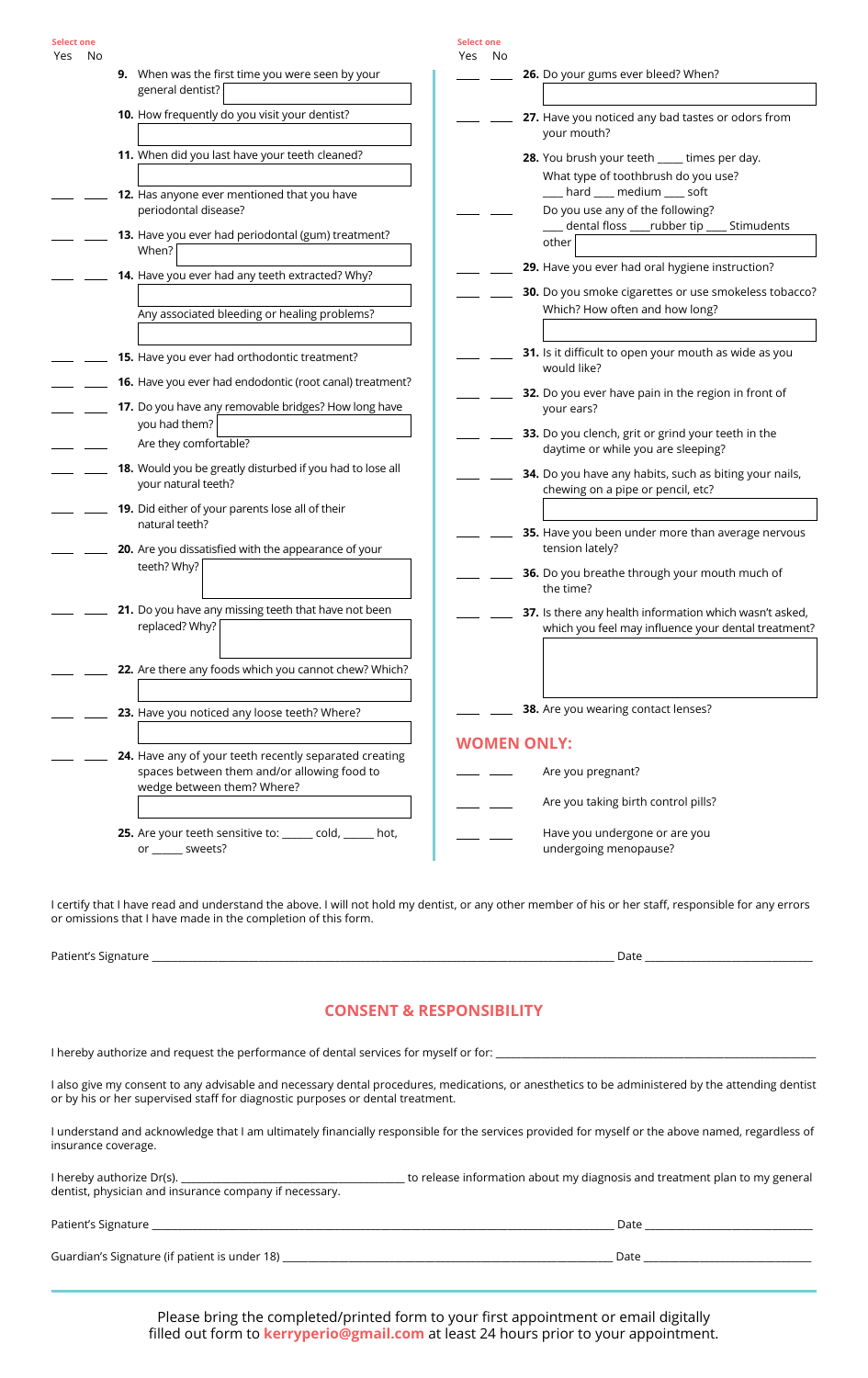Select one

Yes No

9. When was the first time you were seen by your general dentist?

10. How frequently do you visit your dentist?

11. When did you last have your teeth cleaned?

___ ___ 12. Has anyone ever mentioned that you have periodontal disease?

___ ___ 13. Have you ever had periodontal (gum) treatment? When?

___ ___ 14. Have you ever had any teeth extracted? Why?

Any associated bleeding or healing problems?

___ ___ 15. Have you ever had orthodontic treatment?

___ ___ 16. Have you ever had endodontic (root canal) treatment?

___ ___ 17. Do you have any removable bridges? How long have you had them?

___ ___ Are they comfortable?

___ ___ 18. Would you be greatly disturbed if you had to lose all your natural teeth?

___ ___ 19. Did either of your parents lose all of their natural teeth?

___ ___ 20. Are you dissatisfied with the appearance of your teeth? Why?

___ ___ 21. Do you have any missing teeth that have not been replaced? Why?

___ ___ 22. Are there any foods which you cannot chew? Which?

___ ___ 23. Have you noticed any loose teeth? Where?

___ ___ 24. Have any of your teeth recently separated creating spaces between them and/or allowing food to wedge between them? Where?

25. Are your teeth sensitive to: _____ cold, _____ hot, or _____ sweets?

Select one

Yes No

___ ___ 26. Do your gums ever bleed? When?

___ ___ 27. Have you noticed any bad tastes or odors from your mouth?

28. You brush your teeth _____ times per day.

What type of toothbrush do you use?

___ hard ___ medium ___ soft

___ ___ Do you use any of the following?

___ dental floss ___rubber tip ___ Stimudents

other

___ ___ 29. Have you ever had oral hygiene instruction?

___ ___ 30. Do you smoke cigarettes or use smokeless tobacco? Which? How often and how long?

___ ___ 31. Is it difficult to open your mouth as wide as you would like?

___ ___ 32. Do you ever have pain in the region in front of your ears?

___ ___ 33. Do you clench, grit or grind your teeth in the daytime or while you are sleeping?

___ ___ 34. Do you have any habits, such as biting your nails, chewing on a pipe or pencil, etc?

___ ___ 35. Have you been under more than average nervous tension lately?

___ ___ 36. Do you breathe through your mouth much of the time?

___ ___ 37. Is there any health information which wasn't asked, which you feel may influence your dental treatment?

___ ___ 38. Are you wearing contact lenses?

## WOMEN ONLY:

___ ___ Are you pregnant?

___ ___ Are you taking birth control pills?

___ ___ Have you undergone or are you undergoing menopause?

I certify that I have read and understand the above. I will not hold my dentist, or any other member of his or her staff, responsible for any errors or omissions that I have made in the completion of this form.

Patient's Signature ______________________________ Date ______________

## CONSENT & RESPONSIBILITY

I hereby authorize and request the performance of dental services for myself or for: ______________________________

I also give my consent to any advisable and necessary dental procedures, medications, or anesthetics to be administered by the attending dentist or by his or her supervised staff for diagnostic purposes or dental treatment.

I understand and acknowledge that I am ultimately financially responsible for the services provided for myself or the above named, regardless of insurance coverage.

I hereby authorize Dr(s). ______________________ to release information about my diagnosis and treatment plan to my general dentist, physician and insurance company if necessary.

Patient's Signature ______________________________ Date ______________

Guardian's Signature (if patient is under 18) ______________________________ Date ______________

Please bring the completed/printed form to your first appointment or email digitally filled out form to **kerryperio@gmail.com** at least 24 hours prior to your appointment.